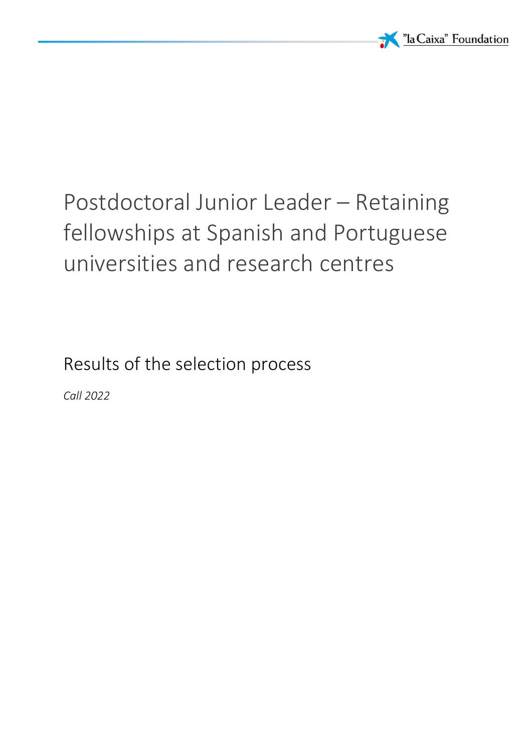# Postdoctoral Junior Leader – Retaining fellowships at Spanish and Portuguese universities and research centres

## Results of the selection process

*Call 2022*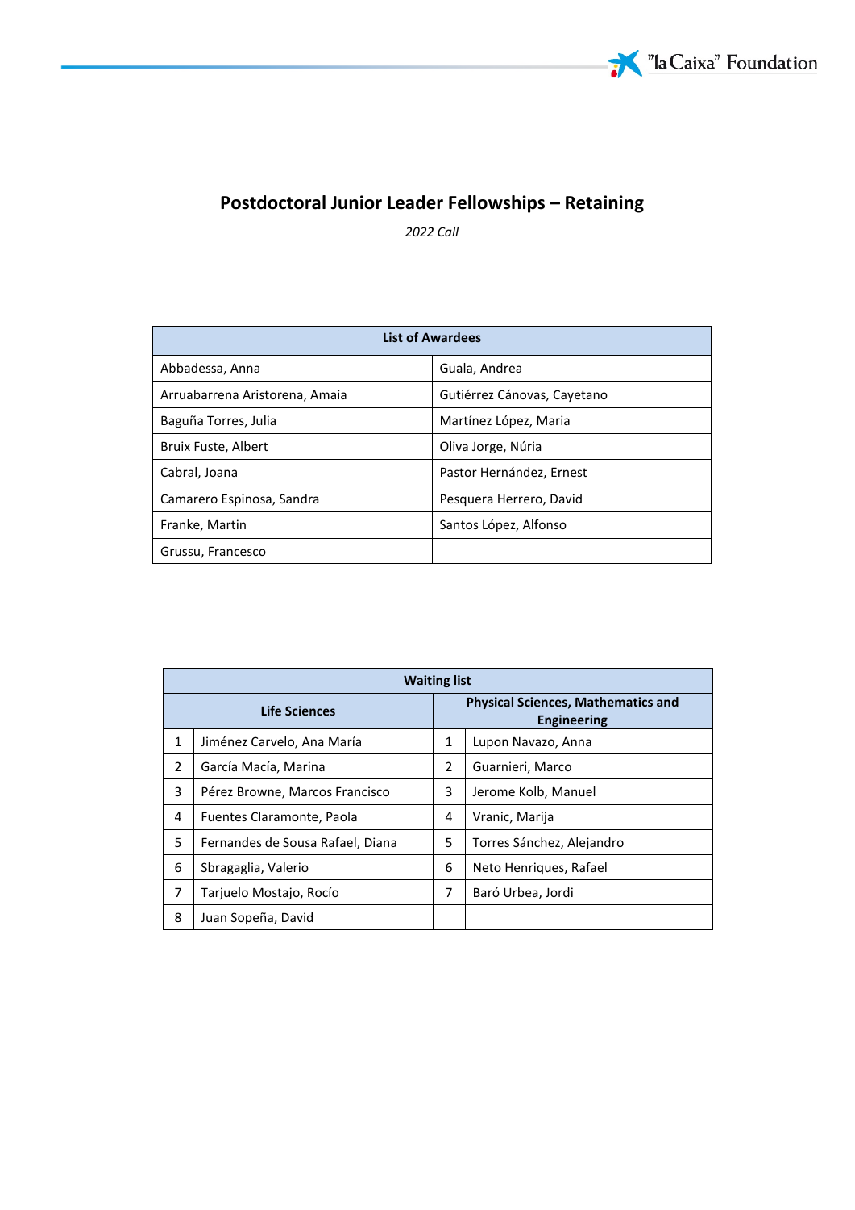# Postdoctoral Junior Leader Fellowships – Retaining

*2022 Call*

| List of Awardees | |
|---|---|
| Abbadessa, Anna | Guala, Andrea |
| Arruabarrena Aristorena, Amaia | Gutiérrez Cánovas, Cayetano |
| Baguña Torres, Julia | Martínez López, Maria |
| Bruix Fuste, Albert | Oliva Jorge, Núria |
| Cabral, Joana | Pastor Hernández, Ernest |
| Camarero Espinosa, Sandra | Pesquera Herrero, David |
| Franke, Martin | Santos López, Alfonso |
| Grussu, Francesco | |

| Waiting list | | | |
|---|---|---|---|
| Life Sciences | | Physical Sciences, Mathematics and Engineering | |
| 1 | Jiménez Carvelo, Ana María | 1 | Lupon Navazo, Anna |
| 2 | García Macía, Marina | 2 | Guarnieri, Marco |
| 3 | Pérez Browne, Marcos Francisco | 3 | Jerome Kolb, Manuel |
| 4 | Fuentes Claramonte, Paola | 4 | Vranic, Marija |
| 5 | Fernandes de Sousa Rafael, Diana | 5 | Torres Sánchez, Alejandro |
| 6 | Sbragaglia, Valerio | 6 | Neto Henriques, Rafael |
| 7 | Tarjuelo Mostajo, Rocío | 7 | Baró Urbea, Jordi |
| 8 | Juan Sopeña, David | | |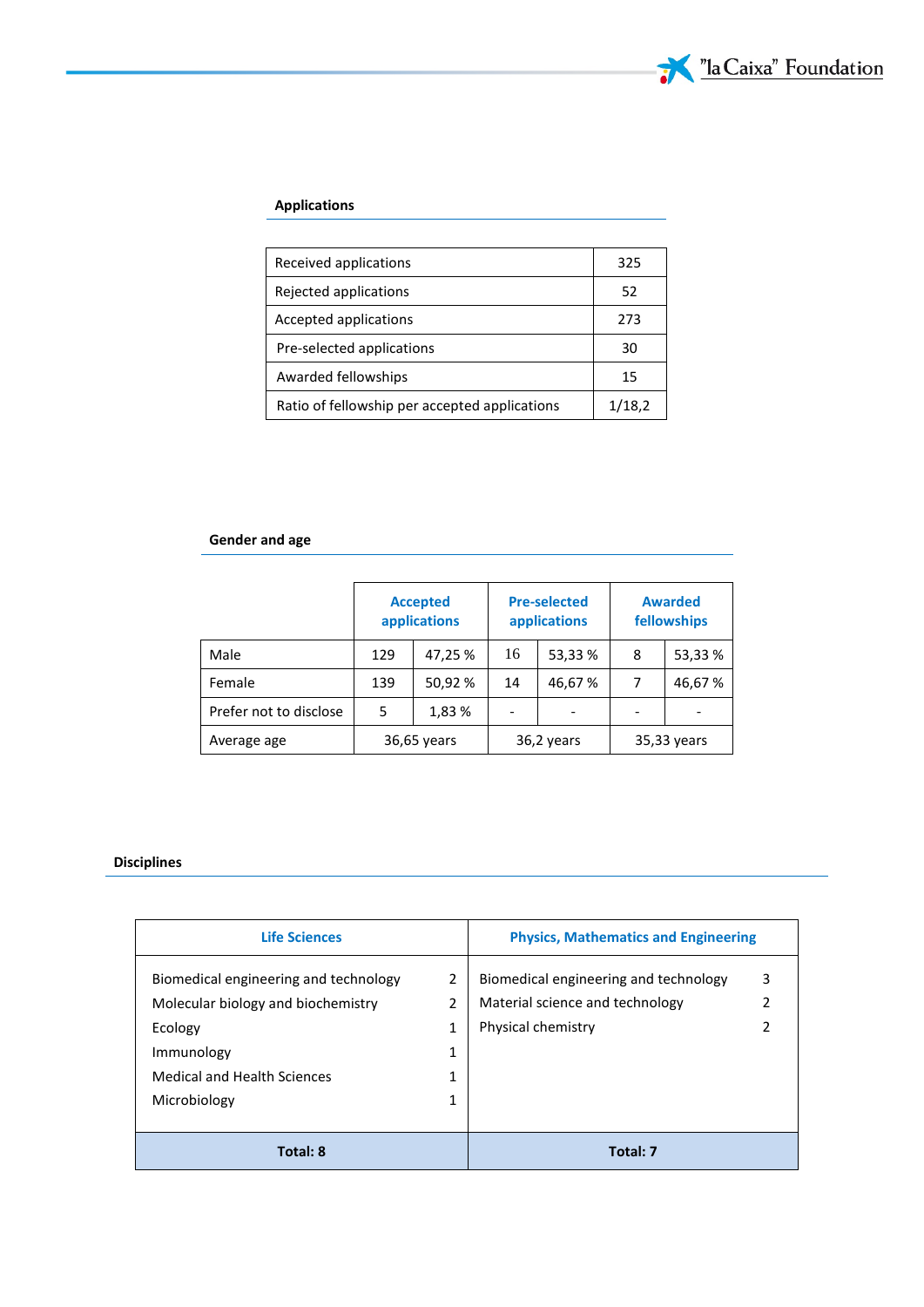## Applications

| | |
|---|---|
| Received applications | 325 |
| Rejected applications | 52 |
| Accepted applications | 273 |
| Pre-selected applications | 30 |
| Awarded fellowships | 15 |
| Ratio of fellowship per accepted applications | 1/18,2 |

## Gender and age

| | Accepted applications | | Pre-selected applications | | Awarded fellowships | |
|---|---|---|---|---|---|---|
| Male | 129 | 47,25 % | 16 | 53,33 % | 8 | 53,33 % |
| Female | 139 | 50,92 % | 14 | 46,67 % | 7 | 46,67 % |
| Prefer not to disclose | 5 | 1,83 % | - | - | - | - |
| Average age | 36,65 years | | 36,2 years | | 35,33 years | |

## Disciplines

| Life Sciences | | Physics, Mathematics and Engineering | |
|---|---|---|---|
| Biomedical engineering and technology | 2 | Biomedical engineering and technology | 3 |
| Molecular biology and biochemistry | 2 | Material science and technology | 2 |
| Ecology | 1 | Physical chemistry | 2 |
| Immunology | 1 | | |
| Medical and Health Sciences | 1 | | |
| Microbiology | 1 | | |
| **Total: 8** | | **Total: 7** | |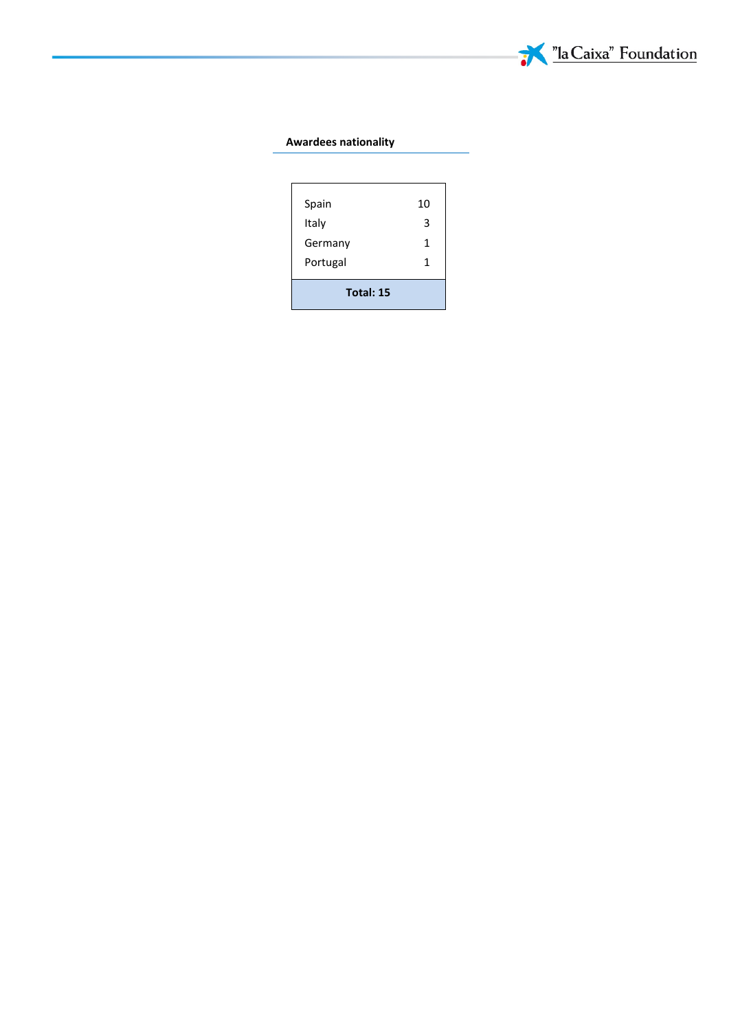**Awardees nationality**

| | |
|---|---|
| Spain | 10 |
| Italy | 3 |
| Germany | 1 |
| Portugal | 1 |
| **Total: 15** | |